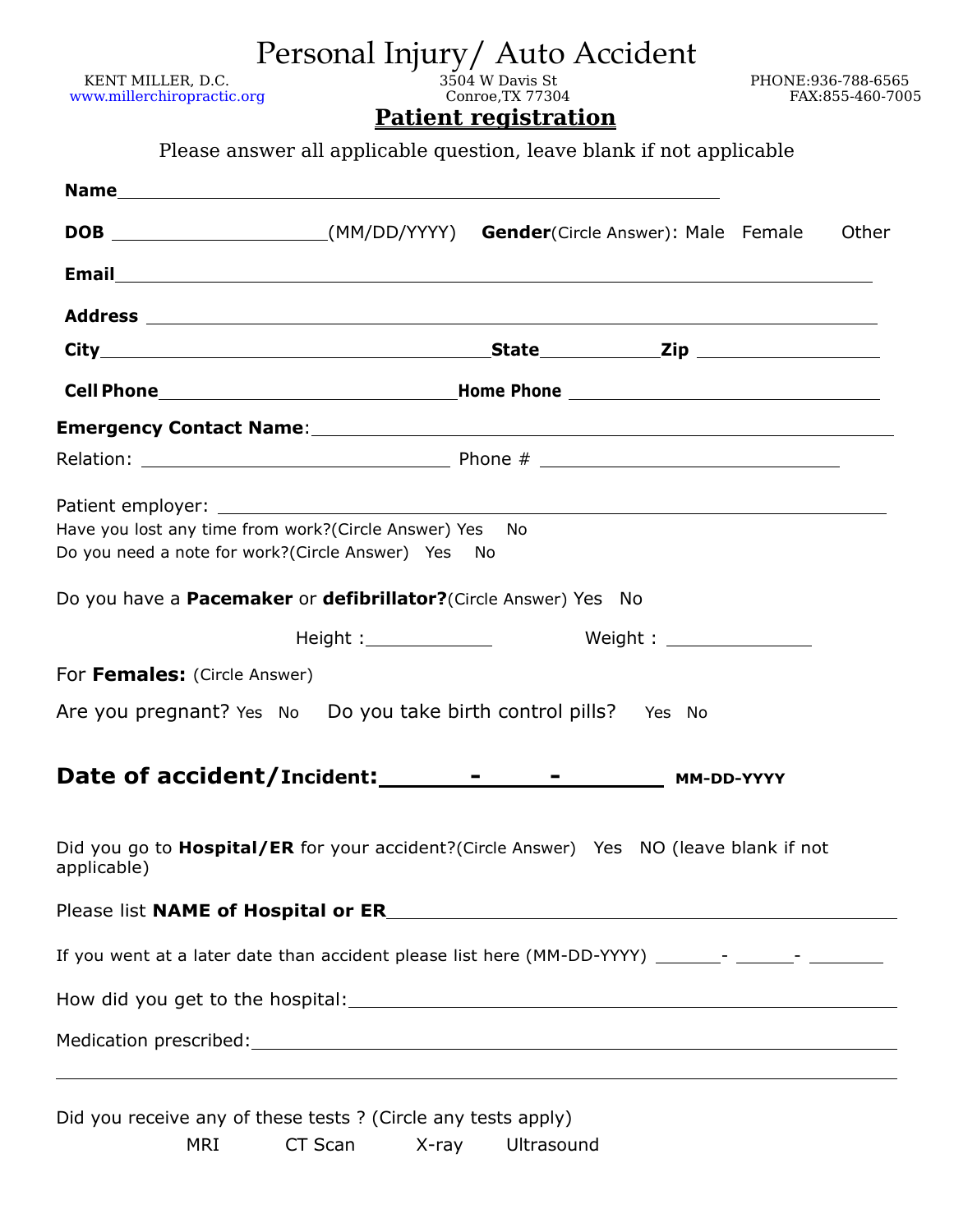# Personal Injury/ Auto Accident

KENT MILLER, D.C.
www.millerchiropractic.org

3504 W Davis St
Conroe,TX 77304

PHONE:936-788-6565
FAX:855-460-7005

## Patient registration

Please answer all applicable question, leave blank if not applicable

**Name**\_\_\_\_\_\_\_\_\_\_\_\_\_\_\_\_\_\_\_\_\_\_\_\_\_\_\_\_\_\_\_\_\_\_\_\_\_\_\_\_\_\_\_\_\_\_\_\_

**DOB** \_\_\_\_\_\_\_\_\_\_\_\_\_\_\_\_\_\_(MM/DD/YYYY) **Gender**(Circle Answer): Male Female Other

**Email**\_\_\_\_\_\_\_\_\_\_\_\_\_\_\_\_\_\_\_\_\_\_\_\_\_\_\_\_\_\_\_\_\_\_\_\_\_\_\_\_\_\_\_\_\_\_\_\_\_\_\_\_\_\_\_\_\_\_

**Address** \_\_\_\_\_\_\_\_\_\_\_\_\_\_\_\_\_\_\_\_\_\_\_\_\_\_\_\_\_\_\_\_\_\_\_\_\_\_\_\_\_\_\_\_\_\_\_\_\_\_\_\_\_\_\_\_\_\_

**City**\_\_\_\_\_\_\_\_\_\_\_\_\_\_\_\_\_\_\_\_\_\_\_\_\_\_\_\_\_\_**State**\_\_\_\_\_\_\_\_**Zip** \_\_\_\_\_\_\_\_\_\_\_\_\_\_

**Cell Phone**\_\_\_\_\_\_\_\_\_\_\_\_\_\_\_\_\_\_\_\_\_\_\_\_**Home Phone** \_\_\_\_\_\_\_\_\_\_\_\_\_\_\_\_\_\_\_\_\_\_\_\_\_

**Emergency Contact Name**:\_\_\_\_\_\_\_\_\_\_\_\_\_\_\_\_\_\_\_\_\_\_\_\_\_\_\_\_\_\_\_\_\_\_\_\_\_\_\_\_\_\_\_\_\_\_\_\_

Relation: \_\_\_\_\_\_\_\_\_\_\_\_\_\_\_\_\_\_\_\_\_\_\_\_ Phone # \_\_\_\_\_\_\_\_\_\_\_\_\_\_\_\_\_\_\_\_\_\_\_\_

Patient employer: \_\_\_\_\_\_\_\_\_\_\_\_\_\_\_\_\_\_\_\_\_\_\_\_\_\_\_\_\_\_\_\_\_\_\_\_\_\_\_\_\_\_\_\_\_\_\_\_\_\_\_\_\_\_

Have you lost any time from work?(Circle Answer) Yes No

Do you need a note for work?(Circle Answer) Yes No

Do you have a **Pacemaker** or **defibrillator?**(Circle Answer) Yes No

Height :\_\_\_\_\_\_\_\_\_\_ Weight : \_\_\_\_\_\_\_\_\_\_\_\_

For **Females:** (Circle Answer)

Are you pregnant? Yes No Do you take birth control pills? Yes No

**Date of accident/Incident:\_\_\_\_\_\_\_-\_\_\_\_\_-\_\_\_\_\_\_\_ MM-DD-YYYY**

Did you go to **Hospital/ER** for your accident?(Circle Answer) Yes NO (leave blank if not applicable)

Please list **NAME of Hospital or ER**\_\_\_\_\_\_\_\_\_\_\_\_\_\_\_\_\_\_\_\_\_\_\_\_\_\_\_\_\_\_\_\_\_\_\_\_\_\_\_\_

If you went at a later date than accident please list here (MM-DD-YYYY) \_\_\_\_\_\_- \_\_\_\_\_- \_\_\_\_\_\_\_

How did you get to the hospital:\_\_\_\_\_\_\_\_\_\_\_\_\_\_\_\_\_\_\_\_\_\_\_\_\_\_\_\_\_\_\_\_\_\_\_\_\_\_\_\_\_\_

Medication prescribed:\_\_\_\_\_\_\_\_\_\_\_\_\_\_\_\_\_\_\_\_\_\_\_\_\_\_\_\_\_\_\_\_\_\_\_\_\_\_\_\_\_\_\_\_\_\_\_\_

\_\_\_\_\_\_\_\_\_\_\_\_\_\_\_\_\_\_\_\_\_\_\_\_\_\_\_\_\_\_\_\_\_\_\_\_\_\_\_\_\_\_\_\_\_\_\_\_\_\_\_\_\_\_\_\_\_\_\_\_\_\_\_\_\_\_\_\_\_\_

Did you receive any of these tests ? (Circle any tests apply)

MRI CT Scan X-ray Ultrasound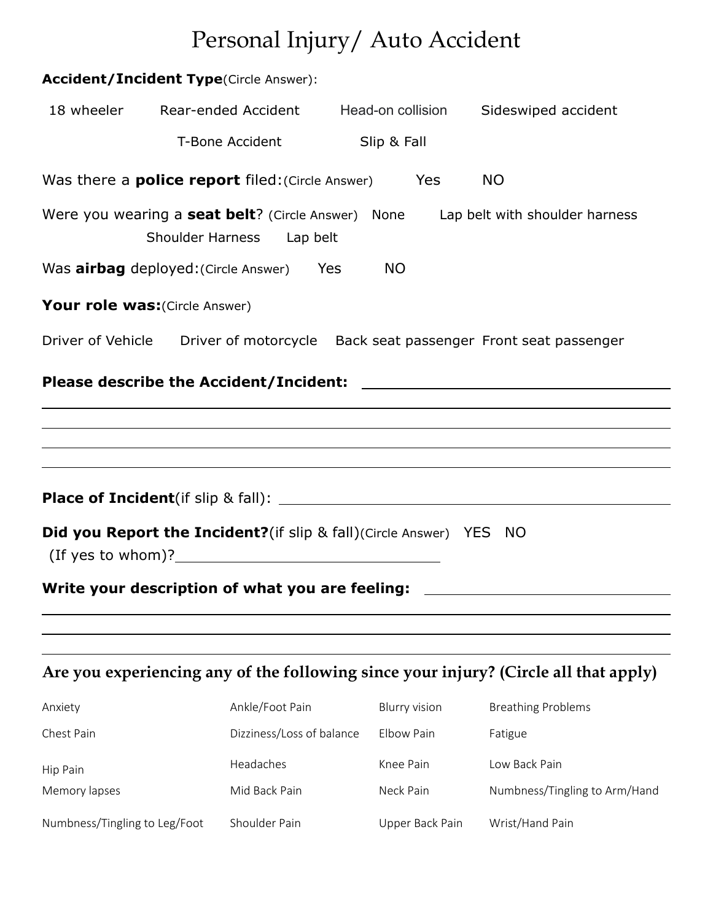# Personal Injury/ Auto Accident

**Accident/Incident Type**(Circle Answer):

18 wheeler    Rear-ended Accident    Head-on collision    Sideswiped accident

T-Bone Accident    Slip & Fall

Was there a **police report** filed:(Circle Answer)    Yes    NO

Were you wearing a **seat belt**? (Circle Answer)    None    Lap belt with shoulder harness    Shoulder Harness    Lap belt

Was **airbag** deployed:(Circle Answer)    Yes    NO

**Your role was:**(Circle Answer)

Driver of Vehicle    Driver of motorcycle    Back seat passenger    Front seat passenger

**Please describe the Accident/Incident:** ______________________________

______________________________________________________________

______________________________________________________________

______________________________________________________________

______________________________________________________________

**Place of Incident**(if slip & fall): ______________________________

**Did you Report the Incident?**(if slip & fall)(Circle Answer)    YES    NO

(If yes to whom)?______________________________

**Write your description of what you are feeling:** ______________________________

______________________________________________________________

______________________________________________________________

______________________________________________________________

## Are you experiencing any of the following since your injury? (Circle all that apply)

| | | | |
|---|---|---|---|
| Anxiety | Ankle/Foot Pain | Blurry vision | Breathing Problems |
| Chest Pain | Dizziness/Loss of balance | Elbow Pain | Fatigue |
| Hip Pain | Headaches | Knee Pain | Low Back Pain |
| Memory lapses | Mid Back Pain | Neck Pain | Numbness/Tingling to Arm/Hand |
| Numbness/Tingling to Leg/Foot | Shoulder Pain | Upper Back Pain | Wrist/Hand Pain |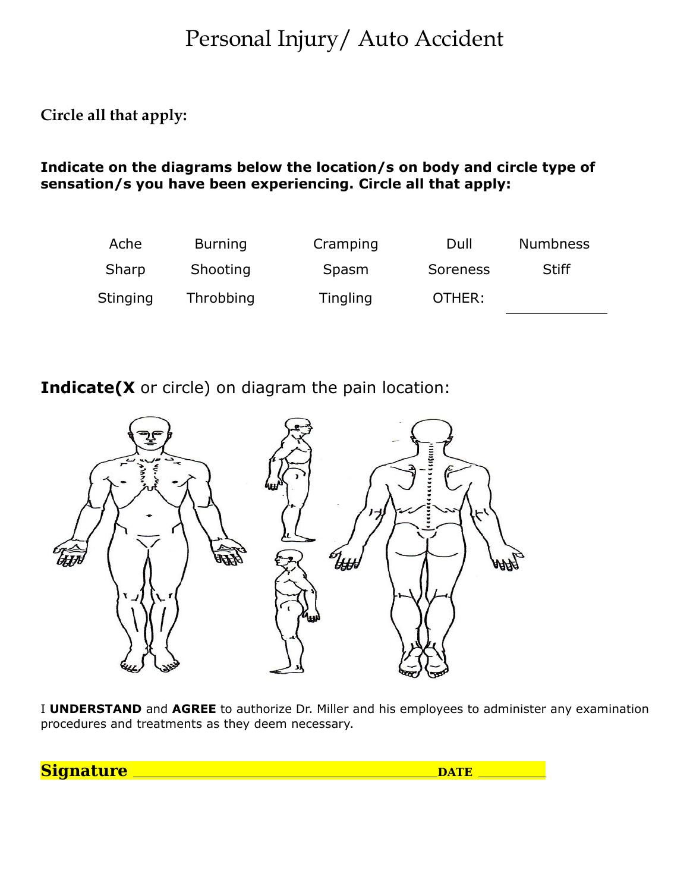# Personal Injury/ Auto Accident

**Circle all that apply:**

**Indicate on the diagrams below the location/s on body and circle type of sensation/s you have been experiencing. Circle all that apply:**

| Ache | Burning | Cramping | Dull | Numbness |
|---|---|---|---|---|
| Sharp | Shooting | Spasm | Soreness | Stiff |
| Stinging | Throbbing | Tingling | OTHER: | ____________ |

**Indicate(X** or circle) on diagram the pain location:

I **UNDERSTAND** and **AGREE** to authorize Dr. Miller and his employees to administer any examination procedures and treatments as they deem necessary.

**Signature** ________________________________________ **DATE** __________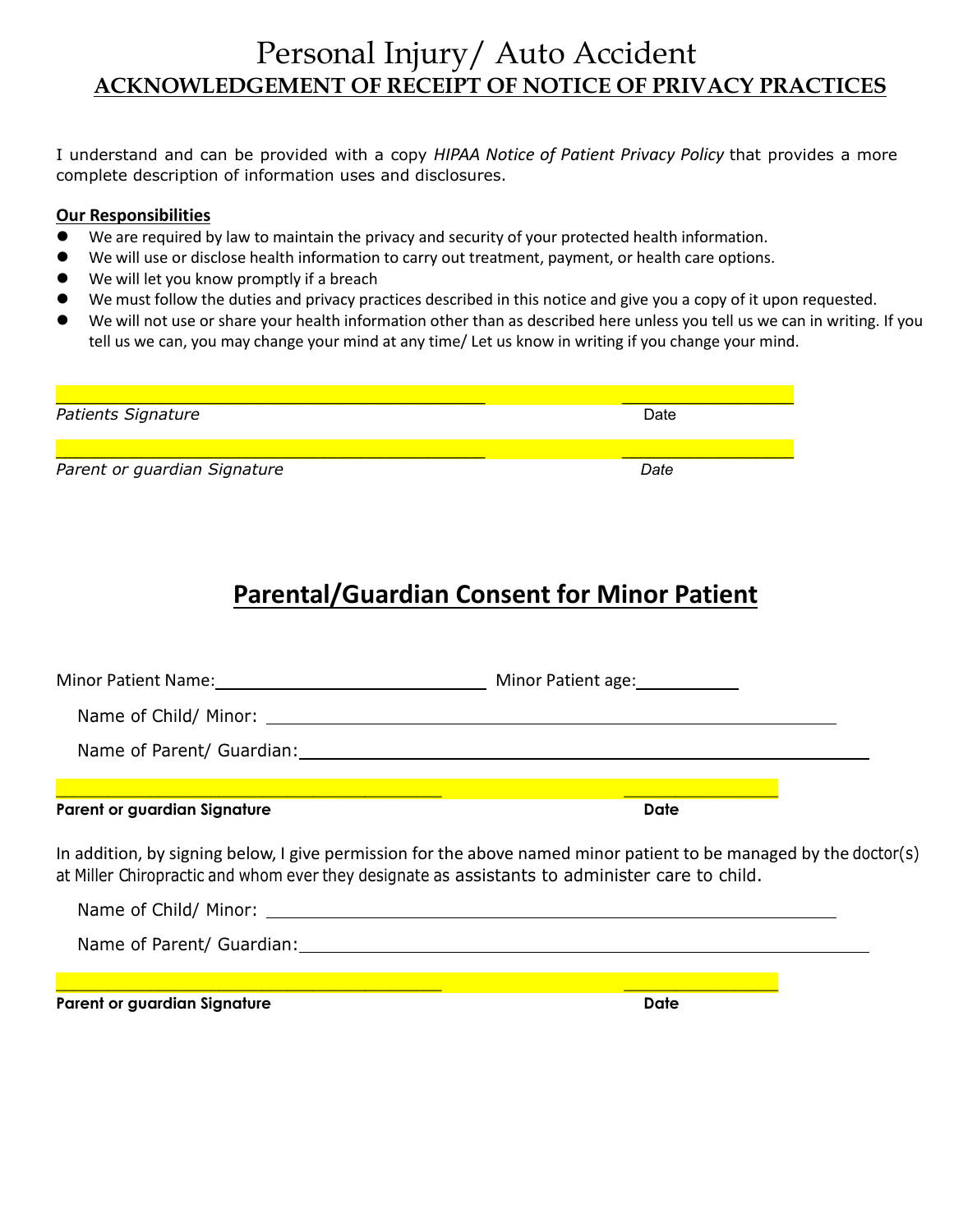# Personal Injury/ Auto Accident

## ACKNOWLEDGEMENT OF RECEIPT OF NOTICE OF PRIVACY PRACTICES

I understand and can be provided with a copy *HIPAA Notice of Patient Privacy Policy* that provides a more complete description of information uses and disclosures.

**Our Responsibilities**

- We are required by law to maintain the privacy and security of your protected health information.
- We will use or disclose health information to carry out treatment, payment, or health care options.
- We will let you know promptly if a breach
- We must follow the duties and privacy practices described in this notice and give you a copy of it upon requested.
- We will not use or share your health information other than as described here unless you tell us we can in writing. If you tell us we can, you may change your mind at any time/ Let us know in writing if you change your mind.

___________________________________________ ________________

*Patients Signature* Date

___________________________________________ ________________

*Parent or guardian Signature* *Date*

## Parental/Guardian Consent for Minor Patient

Minor Patient Name:___________________________ Minor Patient age:__________

Name of Child/ Minor: ___________________________________________________

Name of Parent/ Guardian:_________________________________________________

_______________________________________ ________________

**Parent or guardian Signature** **Date**

In addition, by signing below, I give permission for the above named minor patient to be managed by the doctor(s) at Miller Chiropractic and whom ever they designate as assistants to administer care to child.

Name of Child/ Minor: ___________________________________________________

Name of Parent/ Guardian:_________________________________________________

_______________________________________ ________________

**Parent or guardian Signature** **Date**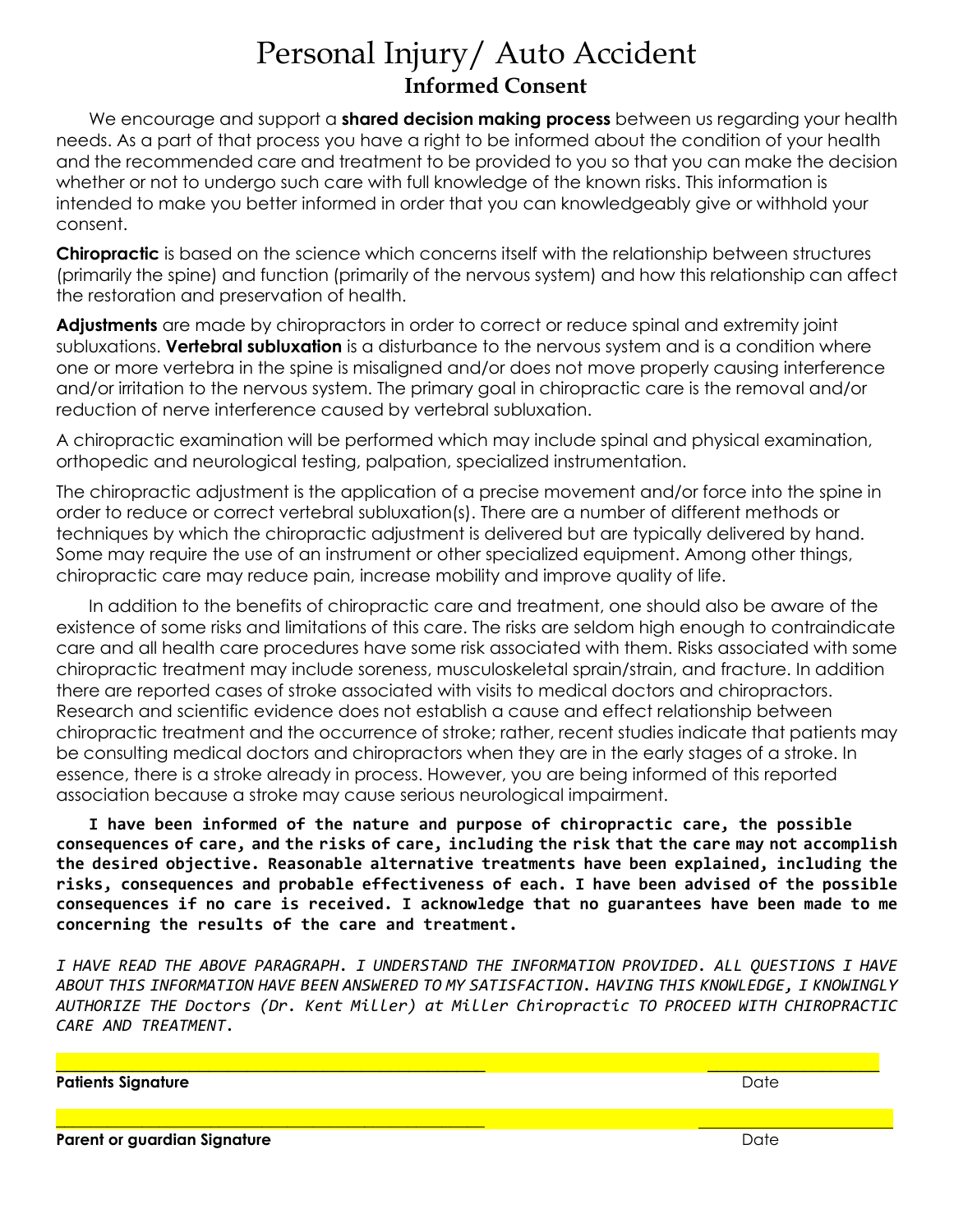# Personal Injury/ Auto Accident

## Informed Consent

We encourage and support a **shared decision making process** between us regarding your health needs. As a part of that process you have a right to be informed about the condition of your health and the recommended care and treatment to be provided to you so that you can make the decision whether or not to undergo such care with full knowledge of the known risks. This information is intended to make you better informed in order that you can knowledgeably give or withhold your consent.

**Chiropractic** is based on the science which concerns itself with the relationship between structures (primarily the spine) and function (primarily of the nervous system) and how this relationship can affect the restoration and preservation of health.

**Adjustments** are made by chiropractors in order to correct or reduce spinal and extremity joint subluxations. **Vertebral subluxation** is a disturbance to the nervous system and is a condition where one or more vertebra in the spine is misaligned and/or does not move properly causing interference and/or irritation to the nervous system. The primary goal in chiropractic care is the removal and/or reduction of nerve interference caused by vertebral subluxation.

A chiropractic examination will be performed which may include spinal and physical examination, orthopedic and neurological testing, palpation, specialized instrumentation.

The chiropractic adjustment is the application of a precise movement and/or force into the spine in order to reduce or correct vertebral subluxation(s). There are a number of different methods or techniques by which the chiropractic adjustment is delivered but are typically delivered by hand. Some may require the use of an instrument or other specialized equipment. Among other things, chiropractic care may reduce pain, increase mobility and improve quality of life.

In addition to the benefits of chiropractic care and treatment, one should also be aware of the existence of some risks and limitations of this care. The risks are seldom high enough to contraindicate care and all health care procedures have some risk associated with them. Risks associated with some chiropractic treatment may include soreness, musculoskeletal sprain/strain, and fracture. In addition there are reported cases of stroke associated with visits to medical doctors and chiropractors. Research and scientific evidence does not establish a cause and effect relationship between chiropractic treatment and the occurrence of stroke; rather, recent studies indicate that patients may be consulting medical doctors and chiropractors when they are in the early stages of a stroke. In essence, there is a stroke already in process. However, you are being informed of this reported association because a stroke may cause serious neurological impairment.

**I have been informed of the nature and purpose of chiropractic care, the possible consequences of care, and the risks of care, including the risk that the care may not accomplish the desired objective. Reasonable alternative treatments have been explained, including the risks, consequences and probable effectiveness of each. I have been advised of the possible consequences if no care is received. I acknowledge that no guarantees have been made to me concerning the results of the care and treatment.**

*I HAVE READ THE ABOVE PARAGRAPH. I UNDERSTAND THE INFORMATION PROVIDED. ALL QUESTIONS I HAVE ABOUT THIS INFORMATION HAVE BEEN ANSWERED TO MY SATISFACTION. HAVING THIS KNOWLEDGE, I KNOWINGLY AUTHORIZE THE Doctors (Dr. Kent Miller) at Miller Chiropractic TO PROCEED WITH CHIROPRACTIC CARE AND TREATMENT.*

_______________________________________________ ____________________

**Patients Signature** Date

_______________________________________________ ____________________

**Parent or guardian Signature** Date